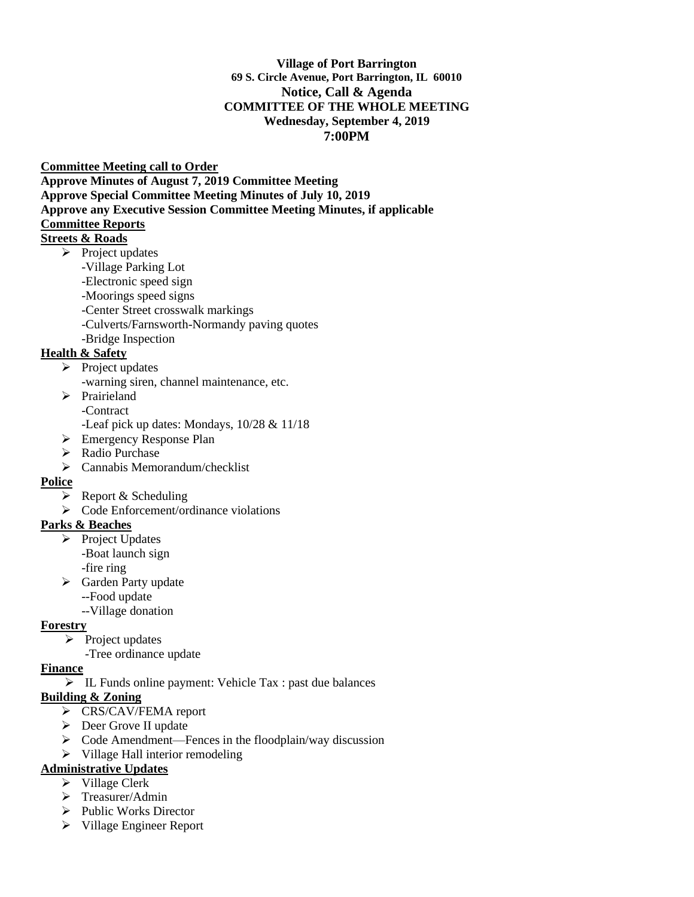**Village of Port Barrington**
**69 S. Circle Avenue, Port Barrington, IL 60010**
**Notice, Call & Agenda**
**COMMITTEE OF THE WHOLE MEETING**
**Wednesday, September 4, 2019**
**7:00PM**

**Committee Meeting call to Order**
**Approve Minutes of August 7, 2019 Committee Meeting**
**Approve Special Committee Meeting Minutes of July 10, 2019**
**Approve any Executive Session Committee Meeting Minutes, if applicable**
**Committee Reports**

**Streets & Roads**

- Project updates
  - -Village Parking Lot
  - -Electronic speed sign
  - -Moorings speed signs
  - -Center Street crosswalk markings
  - -Culverts/Farnsworth-Normandy paving quotes
  - -Bridge Inspection

**Health & Safety**

- Project updates
  - -warning siren, channel maintenance, etc.
- Prairieland
  - -Contract
  - -Leaf pick up dates: Mondays, 10/28 & 11/18
- Emergency Response Plan
- Radio Purchase
- Cannabis Memorandum/checklist

**Police**

- Report & Scheduling
- Code Enforcement/ordinance violations

**Parks & Beaches**

- Project Updates
  - -Boat launch sign
  - -fire ring
- Garden Party update
  - --Food update
  - --Village donation

**Forestry**

- Project updates
  - -Tree ordinance update

**Finance**

- IL Funds online payment: Vehicle Tax : past due balances

**Building & Zoning**

- CRS/CAV/FEMA report
- Deer Grove II update
- Code Amendment—Fences in the floodplain/way discussion
- Village Hall interior remodeling

**Administrative Updates**

- Village Clerk
- Treasurer/Admin
- Public Works Director
- Village Engineer Report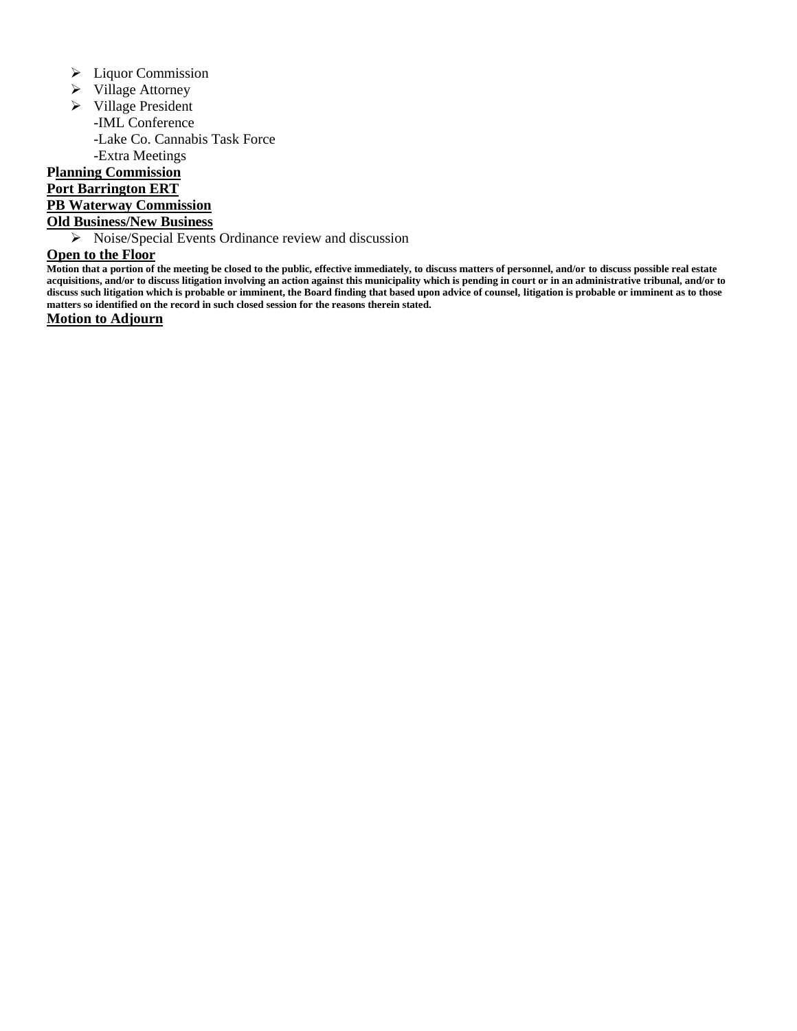- Liquor Commission
- Village Attorney
- Village President
  - -IML Conference
  - -Lake Co. Cannabis Task Force
  - -Extra Meetings

**Planning Commission**

**Port Barrington ERT**

**PB Waterway Commission**

**Old Business/New Business**

- Noise/Special Events Ordinance review and discussion

**Open to the Floor**

**Motion that a portion of the meeting be closed to the public, effective immediately, to discuss matters of personnel, and/or to discuss possible real estate acquisitions, and/or to discuss litigation involving an action against this municipality which is pending in court or in an administrative tribunal, and/or to discuss such litigation which is probable or imminent, the Board finding that based upon advice of counsel, litigation is probable or imminent as to those matters so identified on the record in such closed session for the reasons therein stated.**

**Motion to Adjourn**